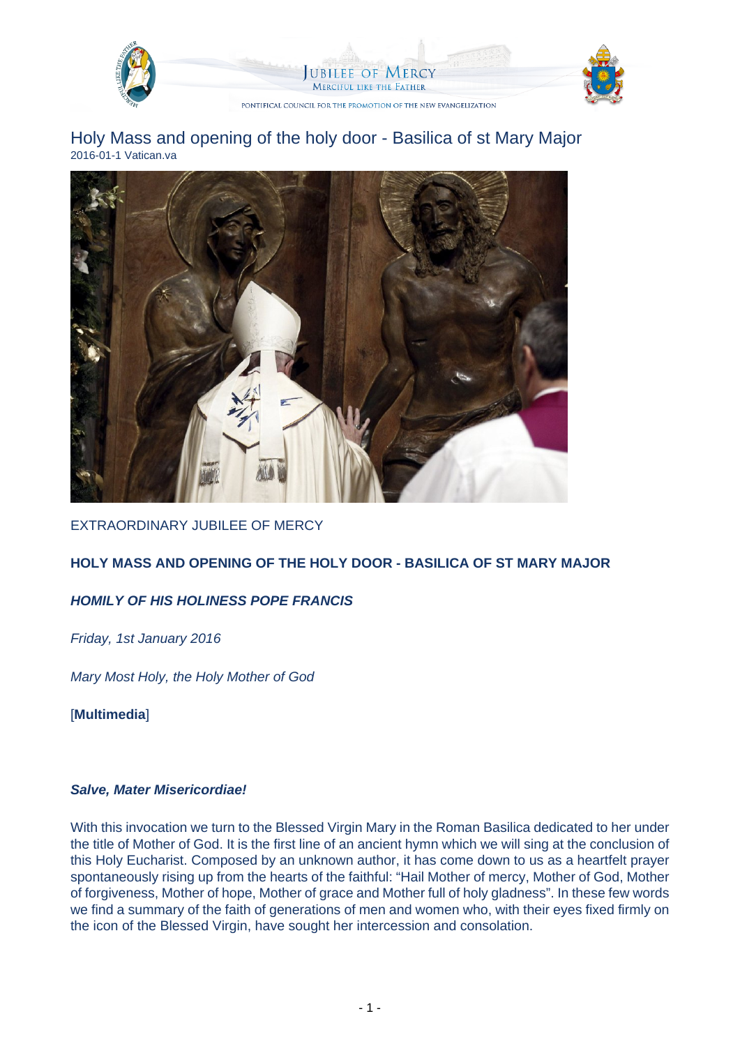# Holy Mass and opening of the holy door - Basilica of st Mary Major

2016-01-1 Vatican.va

EXTRAORDINARY JUBILEE OF MERCY

**HOLY MASS AND OPENING OF THE HOLY DOOR - BASILICA OF ST MARY MAJOR**

***HOMILY OF HIS HOLINESS POPE FRANCIS***

*Friday, 1st January 2016*

*Mary Most Holy, the Holy Mother of God*

[**Multimedia**]

***Salve, Mater Misericordiae!***

With this invocation we turn to the Blessed Virgin Mary in the Roman Basilica dedicated to her under the title of Mother of God. It is the first line of an ancient hymn which we will sing at the conclusion of this Holy Eucharist. Composed by an unknown author, it has come down to us as a heartfelt prayer spontaneously rising up from the hearts of the faithful: "Hail Mother of mercy, Mother of God, Mother of forgiveness, Mother of hope, Mother of grace and Mother full of holy gladness". In these few words we find a summary of the faith of generations of men and women who, with their eyes fixed firmly on the icon of the Blessed Virgin, have sought her intercession and consolation.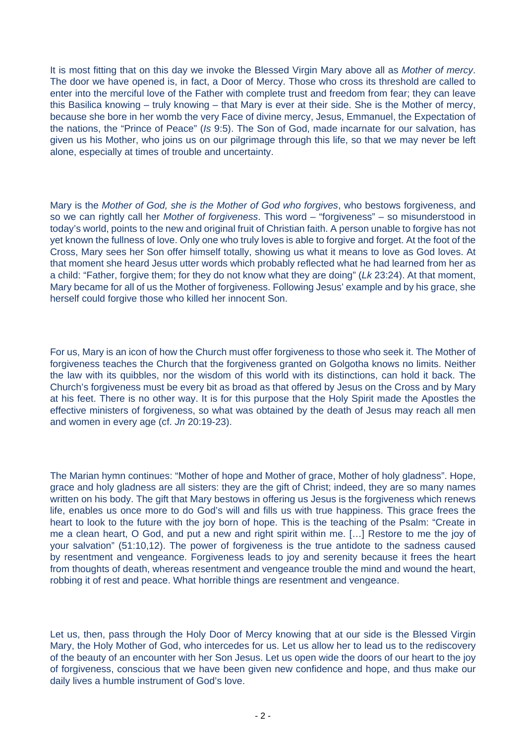It is most fitting that on this day we invoke the Blessed Virgin Mary above all as *Mother of mercy*. The door we have opened is, in fact, a Door of Mercy. Those who cross its threshold are called to enter into the merciful love of the Father with complete trust and freedom from fear; they can leave this Basilica knowing – truly knowing – that Mary is ever at their side. She is the Mother of mercy, because she bore in her womb the very Face of divine mercy, Jesus, Emmanuel, the Expectation of the nations, the "Prince of Peace" (*Is* 9:5). The Son of God, made incarnate for our salvation, has given us his Mother, who joins us on our pilgrimage through this life, so that we may never be left alone, especially at times of trouble and uncertainty.

Mary is the *Mother of God, she is the Mother of God who forgives*, who bestows forgiveness, and so we can rightly call her *Mother of forgiveness*. This word – "forgiveness" – so misunderstood in today's world, points to the new and original fruit of Christian faith. A person unable to forgive has not yet known the fullness of love. Only one who truly loves is able to forgive and forget. At the foot of the Cross, Mary sees her Son offer himself totally, showing us what it means to love as God loves. At that moment she heard Jesus utter words which probably reflected what he had learned from her as a child: "Father, forgive them; for they do not know what they are doing" (*Lk* 23:24). At that moment, Mary became for all of us the Mother of forgiveness. Following Jesus' example and by his grace, she herself could forgive those who killed her innocent Son.

For us, Mary is an icon of how the Church must offer forgiveness to those who seek it. The Mother of forgiveness teaches the Church that the forgiveness granted on Golgotha knows no limits. Neither the law with its quibbles, nor the wisdom of this world with its distinctions, can hold it back. The Church's forgiveness must be every bit as broad as that offered by Jesus on the Cross and by Mary at his feet. There is no other way. It is for this purpose that the Holy Spirit made the Apostles the effective ministers of forgiveness, so what was obtained by the death of Jesus may reach all men and women in every age (cf. *Jn* 20:19-23).

The Marian hymn continues: "Mother of hope and Mother of grace, Mother of holy gladness". Hope, grace and holy gladness are all sisters: they are the gift of Christ; indeed, they are so many names written on his body. The gift that Mary bestows in offering us Jesus is the forgiveness which renews life, enables us once more to do God's will and fills us with true happiness. This grace frees the heart to look to the future with the joy born of hope. This is the teaching of the Psalm: "Create in me a clean heart, O God, and put a new and right spirit within me. […] Restore to me the joy of your salvation" (51:10,12). The power of forgiveness is the true antidote to the sadness caused by resentment and vengeance. Forgiveness leads to joy and serenity because it frees the heart from thoughts of death, whereas resentment and vengeance trouble the mind and wound the heart, robbing it of rest and peace. What horrible things are resentment and vengeance.

Let us, then, pass through the Holy Door of Mercy knowing that at our side is the Blessed Virgin Mary, the Holy Mother of God, who intercedes for us. Let us allow her to lead us to the rediscovery of the beauty of an encounter with her Son Jesus. Let us open wide the doors of our heart to the joy of forgiveness, conscious that we have been given new confidence and hope, and thus make our daily lives a humble instrument of God's love.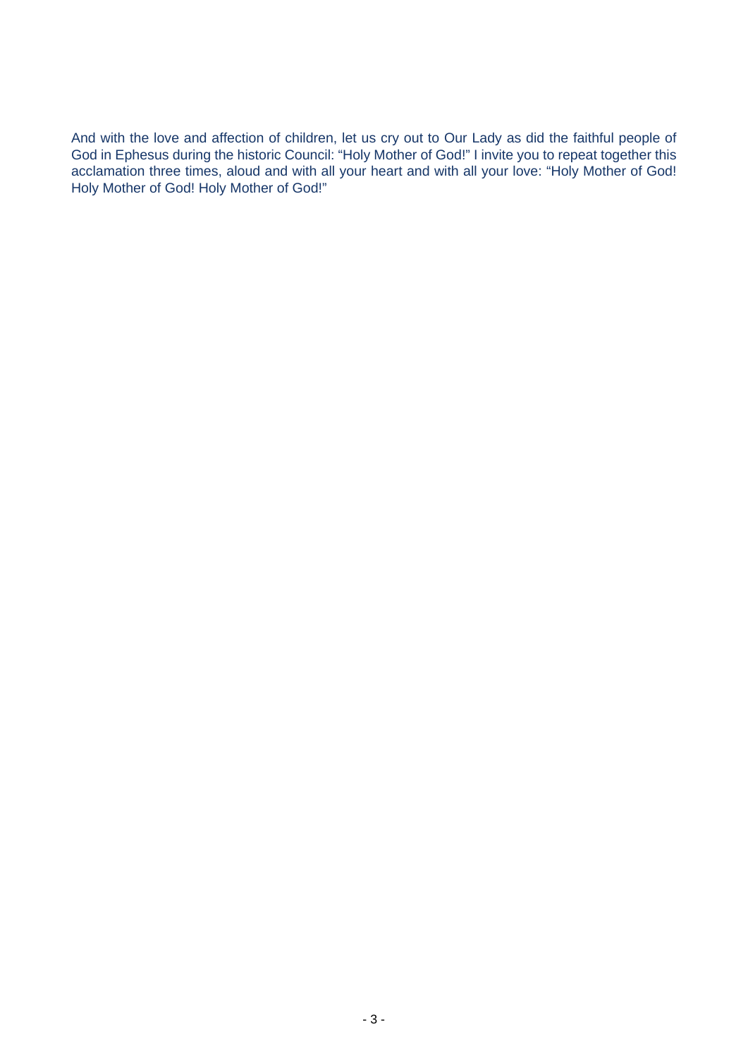And with the love and affection of children, let us cry out to Our Lady as did the faithful people of God in Ephesus during the historic Council: "Holy Mother of God!" I invite you to repeat together this acclamation three times, aloud and with all your heart and with all your love: "Holy Mother of God! Holy Mother of God! Holy Mother of God!"